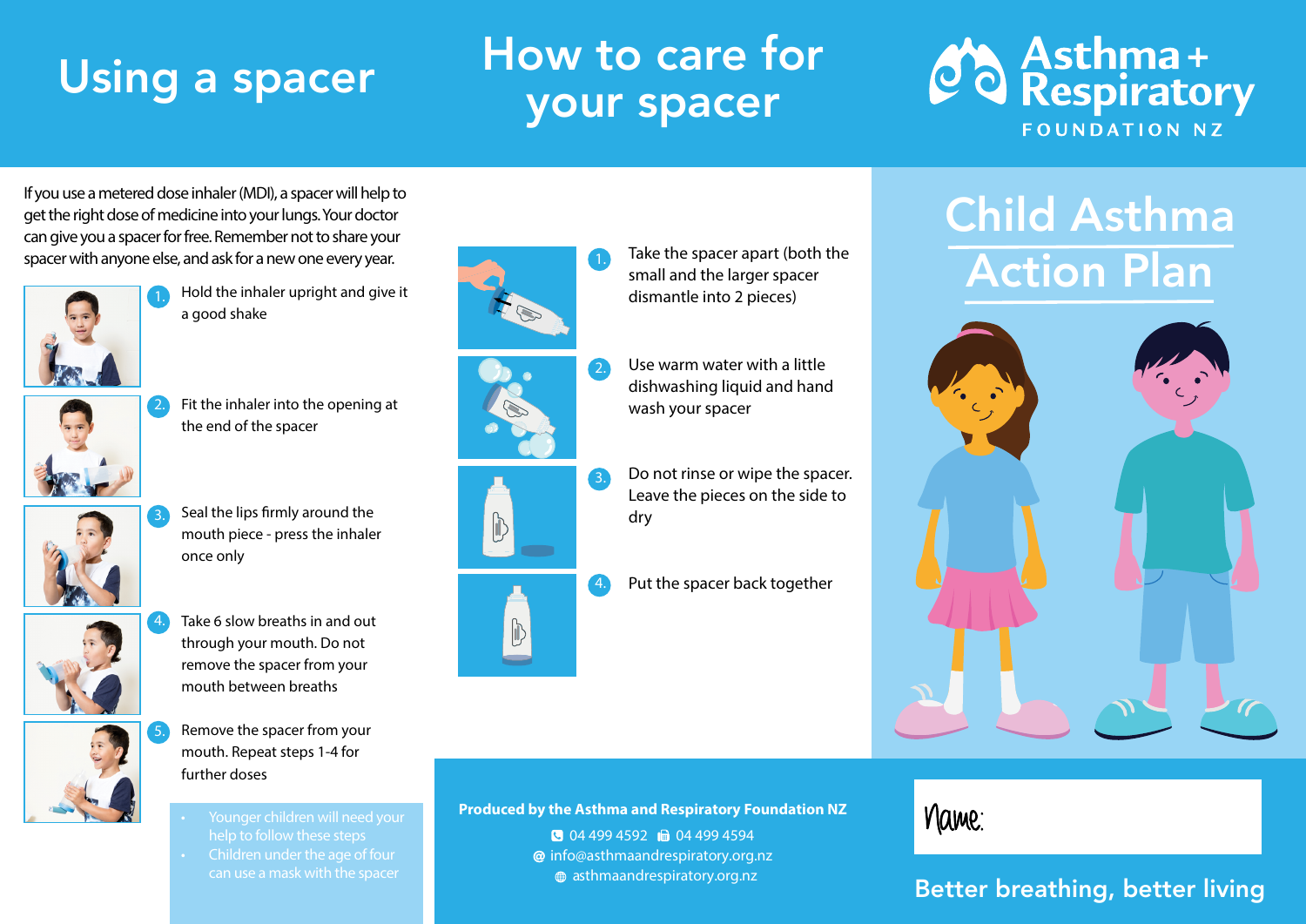# Using a spacer

If you use a metered dose inhaler (MDI), a spacer will help to get the right dose of medicine into your lungs. Your doctor can give you a spacer for free. Remember not to share your spacer with anyone else, and ask for a new one every year.

1. Hold the inhaler upright and give it a good shake
2. Fit the inhaler into the opening at the end of the spacer
3. Seal the lips firmly around the mouth piece - press the inhaler once only
4. Take 6 slow breaths in and out through your mouth. Do not remove the spacer from your mouth between breaths
5. Remove the spacer from your mouth. Repeat steps 1-4 for further doses

- Younger children will need your help to follow these steps
- Children under the age of four can use a mask with the spacer

# How to care for your spacer

1. Take the spacer apart (both the small and the larger spacer dismantle into 2 pieces)
2. Use warm water with a little dishwashing liquid and hand wash your spacer
3. Do not rinse or wipe the spacer. Leave the pieces on the side to dry
4. Put the spacer back together

**Produced by the Asthma and Respiratory Foundation NZ**

04 499 4592 | 04 499 4594

info@asthmaandrespiratory.org.nz

asthmaandrespiratory.org.nz

# Asthma + Respiratory FOUNDATION NZ

# Child Asthma Action Plan

Name:

Better breathing, better living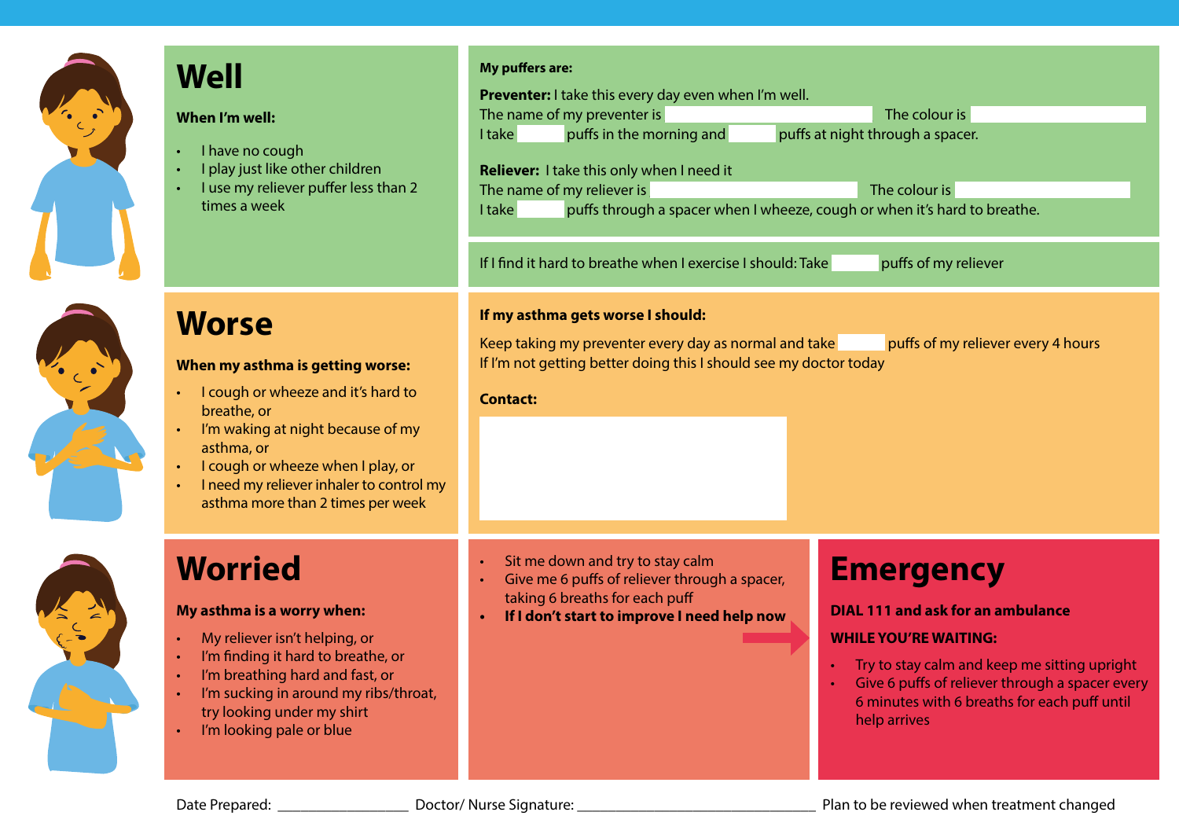## Well

**When I'm well:**

- I have no cough
- I play just like other children
- I use my reliever puffer less than 2 times a week

**My puffers are:**

**Preventer:** I take this every day even when I'm well.
The name of my preventer is ________ The colour is ________
I take ____ puffs in the morning and ____ puffs at night through a spacer.

**Reliever:** I take this only when I need it
The name of my reliever is ________ The colour is ________
I take ____ puffs through a spacer when I wheeze, cough or when it's hard to breathe.

If I find it hard to breathe when I exercise I should: Take ____ puffs of my reliever

## Worse

**When my asthma is getting worse:**

- I cough or wheeze and it's hard to breathe, or
- I'm waking at night because of my asthma, or
- I cough or wheeze when I play, or
- I need my reliever inhaler to control my asthma more than 2 times per week

**If my asthma gets worse I should:**

Keep taking my preventer every day as normal and take ____ puffs of my reliever every 4 hours
If I'm not getting better doing this I should see my doctor today

**Contact:**

## Worried

**My asthma is a worry when:**

- My reliever isn't helping, or
- I'm finding it hard to breathe, or
- I'm breathing hard and fast, or
- I'm sucking in around my ribs/throat, try looking under my shirt
- I'm looking pale or blue

- Sit me down and try to stay calm
- Give me 6 puffs of reliever through a spacer, taking 6 breaths for each puff
- **If I don't start to improve I need help now**

## Emergency

**DIAL 111 and ask for an ambulance**

**WHILE YOU'RE WAITING:**

- Try to stay calm and keep me sitting upright
- Give 6 puffs of reliever through a spacer every 6 minutes with 6 breaths for each puff until help arrives

Date Prepared: ________________ Doctor/ Nurse Signature: ______________________________ Plan to be reviewed when treatment changed